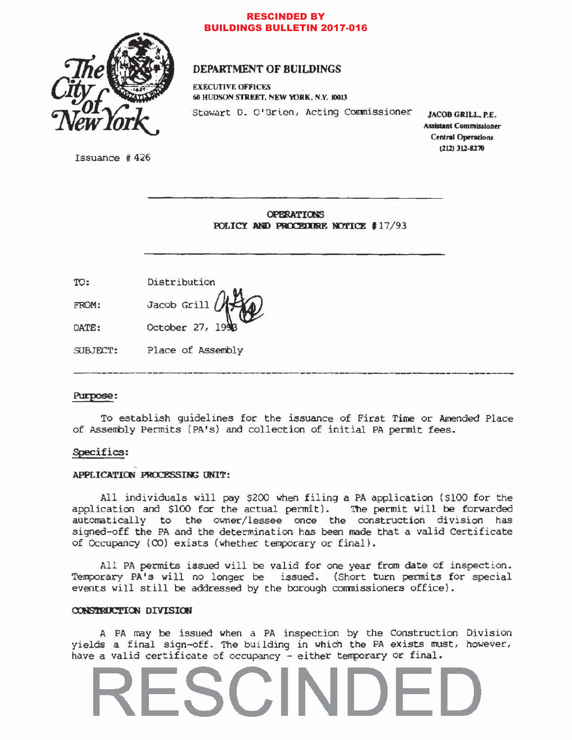**RESCINDED BY BUILDINGS BULLETIN 2017-016**

The City of New York

**DEPARTMENT OF BUILDINGS**

EXECUTIVE OFFICES
60 HUDSON STREET, NEW YORK, N.Y. 10013

Stewart D. O'Brien, Acting Commissioner

**JACOB GRILL, P.E.**
Assistant Commissioner
Central Operations
(212) 312-8270

Issuance # 426

---

**OPERATIONS**
**POLICY AND PROCEDURE NOTICE #17/93**

---

| | |
|---|---|
| TO: | Distribution |
| FROM: | Jacob Grill |
| DATE: | October 27, 1993 |
| SUBJECT: | Place of Assembly |

---

**Purpose:**

To establish guidelines for the issuance of First Time or Amended Place of Assembly Permits (PA's) and collection of initial PA permit fees.

**Specifics:**

**APPLICATION PROCESSING UNIT:**

All individuals will pay $200 when filing a PA application ($100 for the application and $100 for the actual permit). The permit will be forwarded automatically to the owner/lessee once the construction division has signed-off the PA and the determination has been made that a valid Certificate of Occupancy (CO) exists (whether temporary or final).

All PA permits issued will be valid for one year from date of inspection. Temporary PA's will no longer be issued. (Short turn permits for special events will still be addressed by the borough commissioners office).

**CONSTRUCTION DIVISION**

A PA may be issued when a PA inspection by the Construction Division yields a final sign-off. The building in which the PA exists must, however, have a valid certificate of occupancy - either temporary or final.

RESCINDED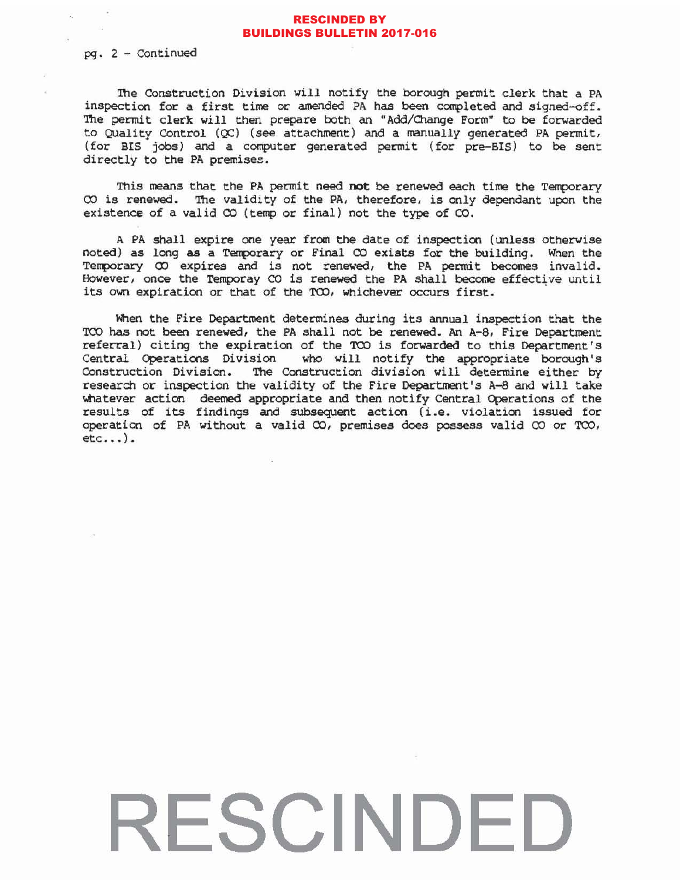**RESCINDED BY BUILDINGS BULLETIN 2017-016**

pg. 2 – Continued

The Construction Division will notify the borough permit clerk that a PA inspection for a first time or amended PA has been completed and signed-off. The permit clerk will then prepare both an "Add/Change Form" to be forwarded to Quality Control (QC) (see attachment) and a manually generated PA permit, (for BIS jobs) and a computer generated permit (for pre-BIS) to be sent directly to the PA premises.

This means that the PA permit need **not** be renewed each time the Temporary CO is renewed. The validity of the PA, therefore, is only dependant upon the existence of a valid CO (temp or final) not the type of CO.

A PA shall expire one year from the date of inspection (unless otherwise noted) as long as a Temporary or Final CO exists for the building. When the Temporary CO expires and is not renewed, the PA permit becomes invalid. However, once the Temporay CO is renewed the PA shall become effective until its own expiration or that of the TCO, whichever occurs first.

When the Fire Department determines during its annual inspection that the TCO has not been renewed, the PA shall not be renewed. An A-8, Fire Department referral) citing the expiration of the TCO is forwarded to this Department's Central Operations Division who will notify the appropriate borough's Construction Division. The Construction division will determine either by research or inspection the validity of the Fire Department's A-8 and will take whatever action deemed appropriate and then notify Central Operations of the results of its findings and subsequent action (i.e. violation issued for operation of PA without a valid CO, premises does possess valid CO or TCO, etc...).

RESCINDED